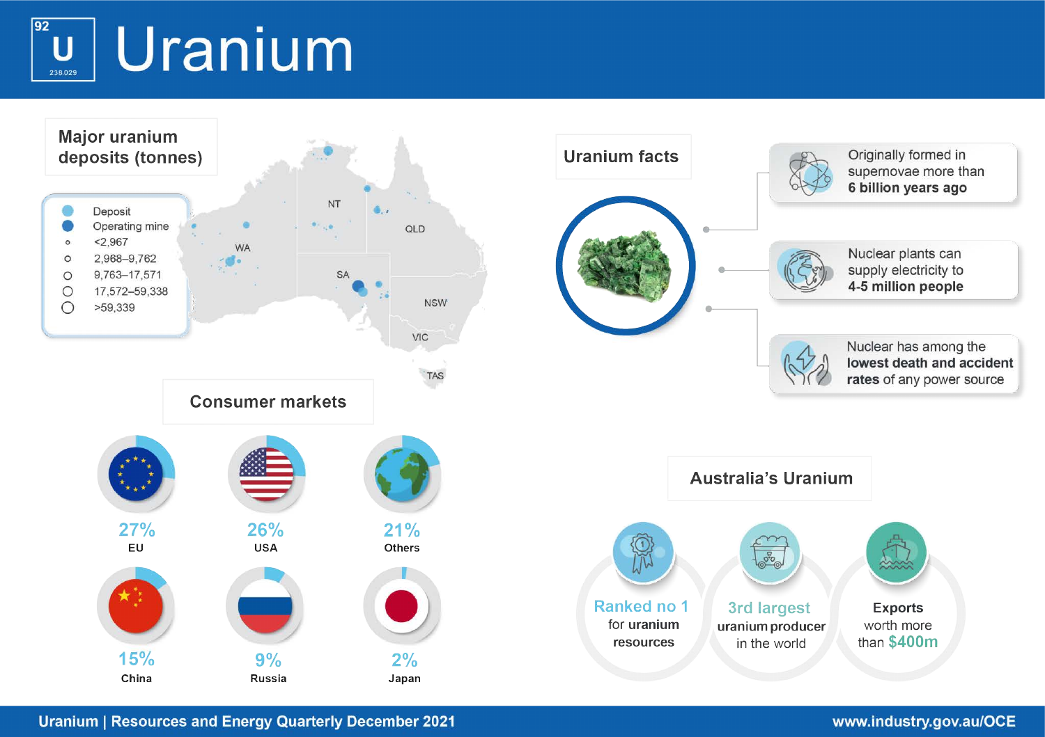# Uranium

92
U
238.029

## Major uranium deposits (tonnes)

- Deposit
- Operating mine
- <2,967
- 2,968–9,762
- 9,763–17,571
- 17,572–59,338
- >59,339

WA NT QLD SA NSW VIC TAS

## Uranium facts

- Originally formed in supernovae more than **6 billion years ago**
- Nuclear plants can supply electricity to **4-5 million people**
- Nuclear has among the **lowest death and accident rates** of any power source

## Consumer markets

| Market | Share |
|---|---|
| EU | 27% |
| USA | 26% |
| Others | 21% |
| China | 15% |
| Russia | 9% |
| Japan | 2% |

## Australia's Uranium

- **Ranked no 1** for uranium **resources**
- **3rd largest** **uranium producer** in the world
- **Exports** worth more than **$400m**

Uranium | Resources and Energy Quarterly December 2021

www.industry.gov.au/OCE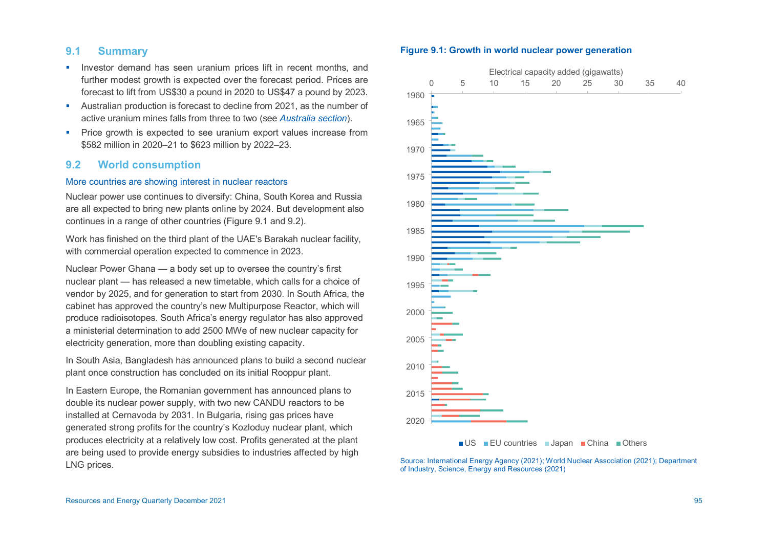## 9.1 Summary

- Investor demand has seen uranium prices lift in recent months, and further modest growth is expected over the forecast period. Prices are forecast to lift from US$30 a pound in 2020 to US$47 a pound by 2023.
- Australian production is forecast to decline from 2021, as the number of active uranium mines falls from three to two (see *Australia section*).
- Price growth is expected to see uranium export values increase from $582 million in 2020–21 to $623 million by 2022–23.

## 9.2 World consumption

### More countries are showing interest in nuclear reactors

Nuclear power use continues to diversify: China, South Korea and Russia are all expected to bring new plants online by 2024. But development also continues in a range of other countries (Figure 9.1 and 9.2).

Work has finished on the third plant of the UAE's Barakah nuclear facility, with commercial operation expected to commence in 2023.

Nuclear Power Ghana — a body set up to oversee the country's first nuclear plant — has released a new timetable, which calls for a choice of vendor by 2025, and for generation to start from 2030. In South Africa, the cabinet has approved the country's new Multipurpose Reactor, which will produce radioisotopes. South Africa's energy regulator has also approved a ministerial determination to add 2500 MWe of new nuclear capacity for electricity generation, more than doubling existing capacity.

In South Asia, Bangladesh has announced plans to build a second nuclear plant once construction has concluded on its initial Rooppur plant.

In Eastern Europe, the Romanian government has announced plans to double its nuclear power supply, with two new CANDU reactors to be installed at Cernavoda by 2031. In Bulgaria, rising gas prices have generated strong profits for the country's Kozloduy nuclear plant, which produces electricity at a relatively low cost. Profits generated at the plant are being used to provide energy subsidies to industries affected by high LNG prices.

**Figure 9.1: Growth in world nuclear power generation**

Source: International Energy Agency (2021); World Nuclear Association (2021); Department of Industry, Science, Energy and Resources (2021)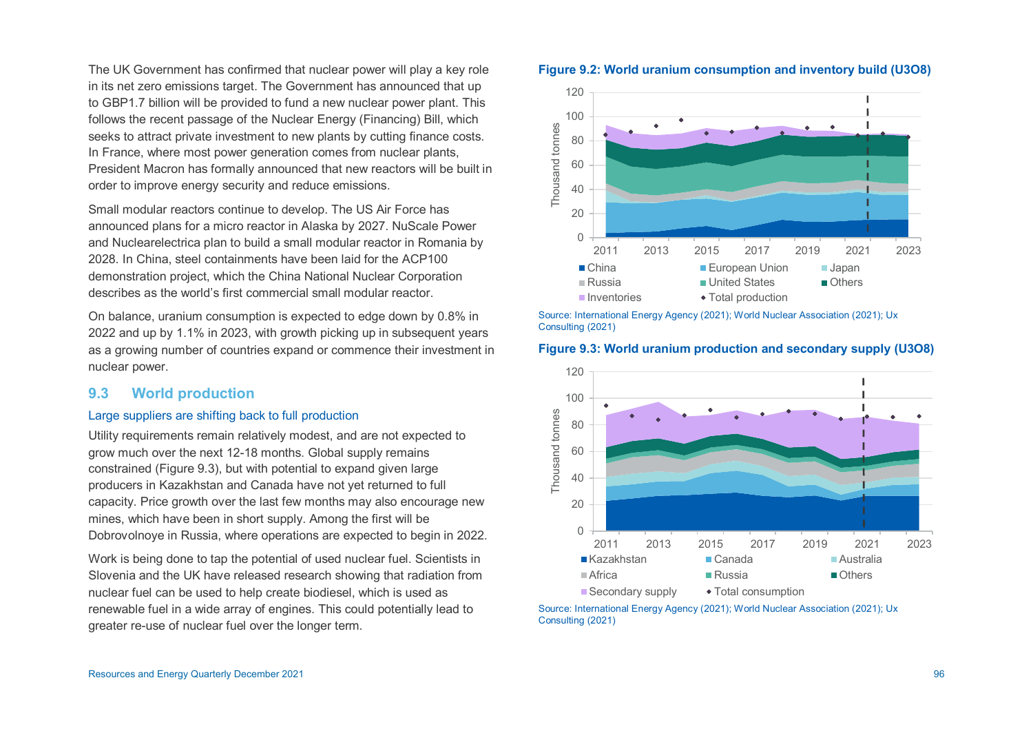The UK Government has confirmed that nuclear power will play a key role in its net zero emissions target. The Government has announced that up to GBP1.7 billion will be provided to fund a new nuclear power plant. This follows the recent passage of the Nuclear Energy (Financing) Bill, which seeks to attract private investment to new plants by cutting finance costs. In France, where most power generation comes from nuclear plants, President Macron has formally announced that new reactors will be built in order to improve energy security and reduce emissions.

Small modular reactors continue to develop. The US Air Force has announced plans for a micro reactor in Alaska by 2027. NuScale Power and Nuclearelectrica plan to build a small modular reactor in Romania by 2028. In China, steel containments have been laid for the ACP100 demonstration project, which the China National Nuclear Corporation describes as the world's first commercial small modular reactor.

On balance, uranium consumption is expected to edge down by 0.8% in 2022 and up by 1.1% in 2023, with growth picking up in subsequent years as a growing number of countries expand or commence their investment in nuclear power.

## 9.3 World production

### Large suppliers are shifting back to full production

Utility requirements remain relatively modest, and are not expected to grow much over the next 12-18 months. Global supply remains constrained (Figure 9.3), but with potential to expand given large producers in Kazakhstan and Canada have not yet returned to full capacity. Price growth over the last few months may also encourage new mines, which have been in short supply. Among the first will be Dobrovolnoye in Russia, where operations are expected to begin in 2022.

Work is being done to tap the potential of used nuclear fuel. Scientists in Slovenia and the UK have released research showing that radiation from nuclear fuel can be used to help create biodiesel, which is used as renewable fuel in a wide array of engines. This could potentially lead to greater re-use of nuclear fuel over the longer term.

**Figure 9.2: World uranium consumption and inventory build (U3O8)**

Source: International Energy Agency (2021); World Nuclear Association (2021); Ux Consulting (2021)

**Figure 9.3: World uranium production and secondary supply (U3O8)**

Source: International Energy Agency (2021); World Nuclear Association (2021); Ux Consulting (2021)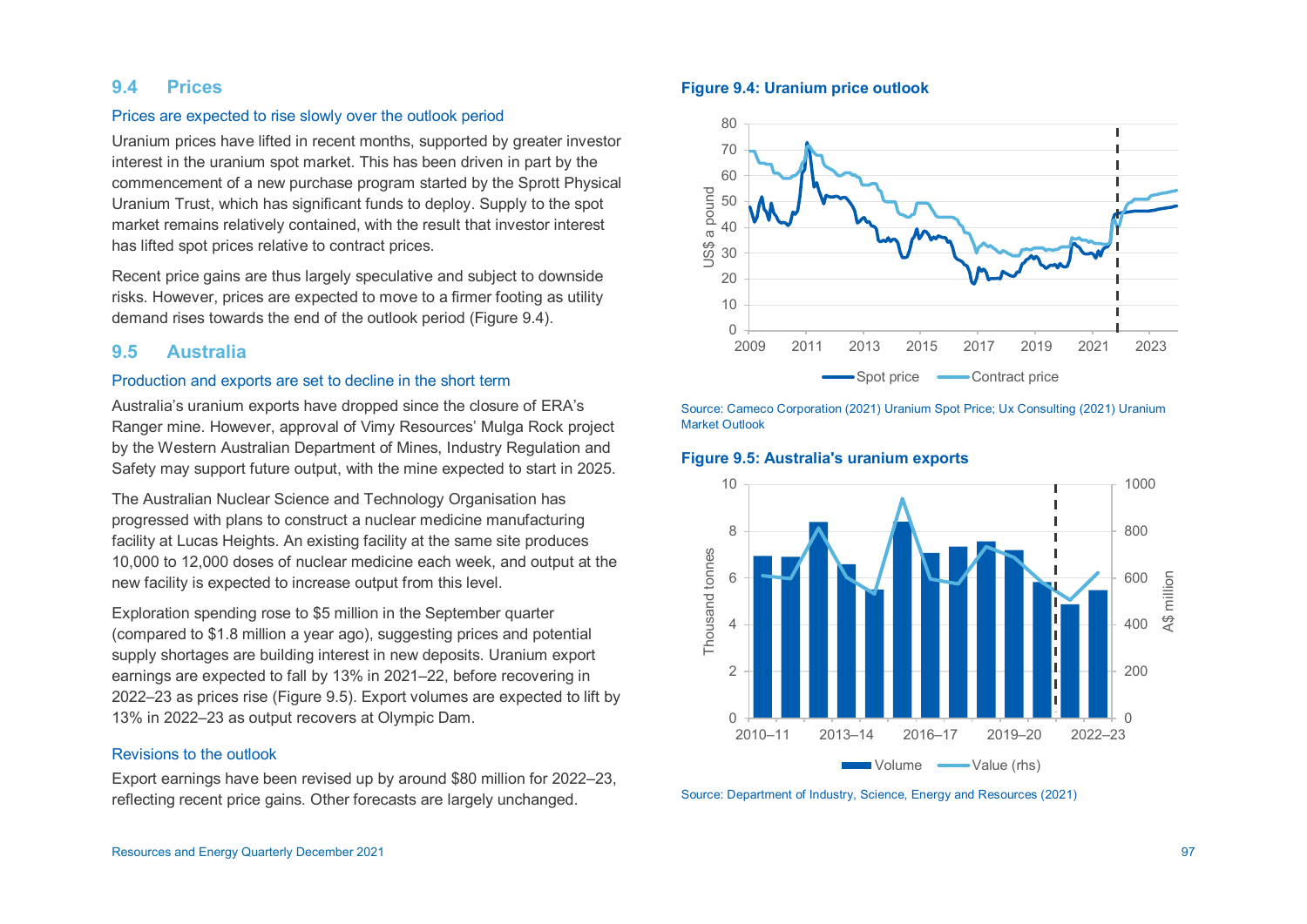## 9.4 Prices

### Prices are expected to rise slowly over the outlook period

Uranium prices have lifted in recent months, supported by greater investor interest in the uranium spot market. This has been driven in part by the commencement of a new purchase program started by the Sprott Physical Uranium Trust, which has significant funds to deploy. Supply to the spot market remains relatively contained, with the result that investor interest has lifted spot prices relative to contract prices.

Recent price gains are thus largely speculative and subject to downside risks. However, prices are expected to move to a firmer footing as utility demand rises towards the end of the outlook period (Figure 9.4).

## 9.5 Australia

### Production and exports are set to decline in the short term

Australia's uranium exports have dropped since the closure of ERA's Ranger mine. However, approval of Vimy Resources' Mulga Rock project by the Western Australian Department of Mines, Industry Regulation and Safety may support future output, with the mine expected to start in 2025.

The Australian Nuclear Science and Technology Organisation has progressed with plans to construct a nuclear medicine manufacturing facility at Lucas Heights. An existing facility at the same site produces 10,000 to 12,000 doses of nuclear medicine each week, and output at the new facility is expected to increase output from this level.

Exploration spending rose to $5 million in the September quarter (compared to $1.8 million a year ago), suggesting prices and potential supply shortages are building interest in new deposits. Uranium export earnings are expected to fall by 13% in 2021–22, before recovering in 2022–23 as prices rise (Figure 9.5). Export volumes are expected to lift by 13% in 2022–23 as output recovers at Olympic Dam.

### Revisions to the outlook

Export earnings have been revised up by around $80 million for 2022–23, reflecting recent price gains. Other forecasts are largely unchanged.

**Figure 9.4: Uranium price outlook**

Source: Cameco Corporation (2021) Uranium Spot Price; Ux Consulting (2021) Uranium Market Outlook

**Figure 9.5: Australia's uranium exports**

Source: Department of Industry, Science, Energy and Resources (2021)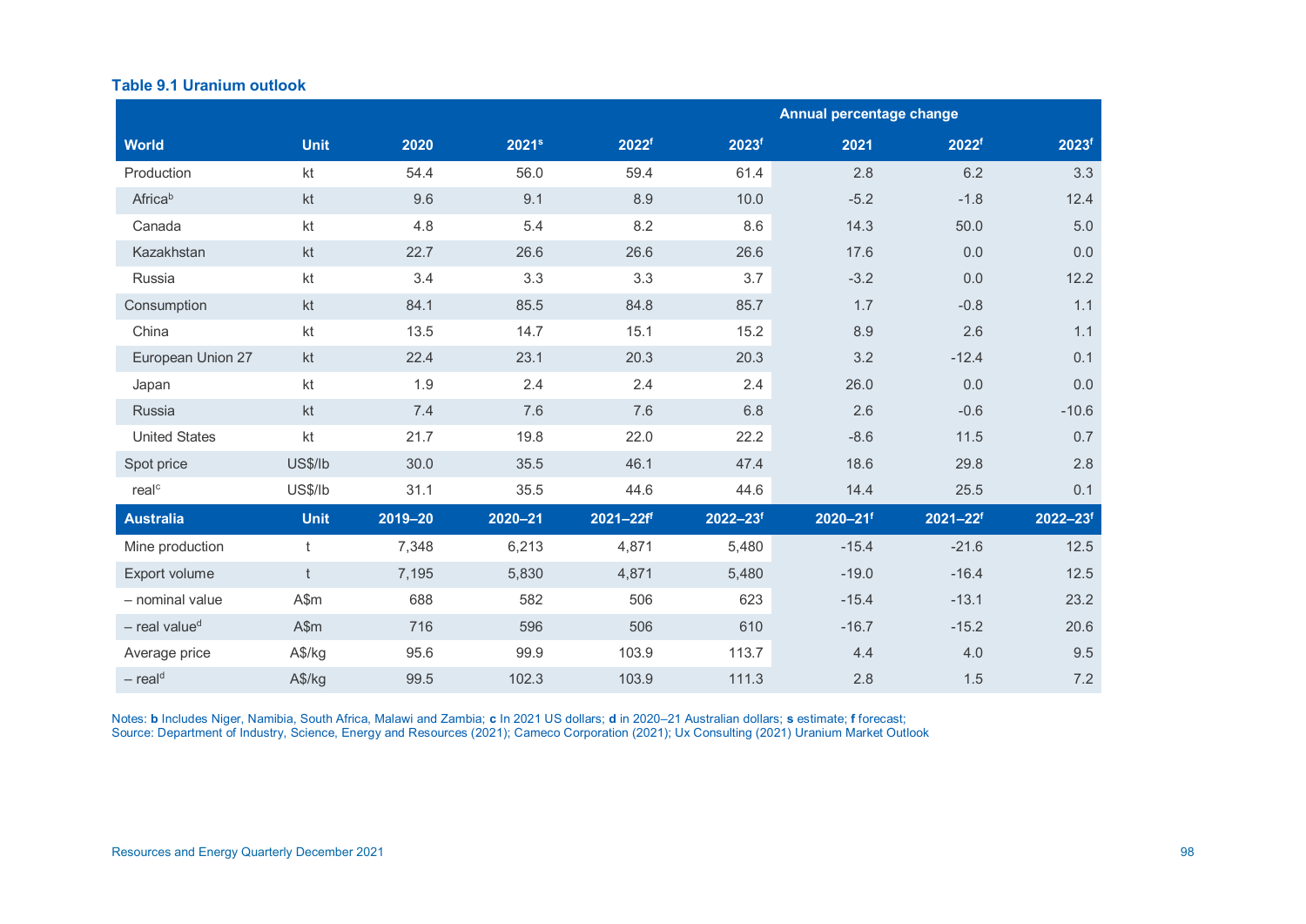**Table 9.1 Uranium outlook**

| | | | | | | Annual percentage change | | |
|---|---|---|---|---|---|---|---|---|
| **World** | **Unit** | **2020** | **2021[s]** | **2022[f]** | **2023[f]** | **2021** | **2022[f]** | **2023[f]** |
| Production | kt | 54.4 | 56.0 | 59.4 | 61.4 | 2.8 | 6.2 | 3.3 |
| Africa[b] | kt | 9.6 | 9.1 | 8.9 | 10.0 | -5.2 | -1.8 | 12.4 |
| Canada | kt | 4.8 | 5.4 | 8.2 | 8.6 | 14.3 | 50.0 | 5.0 |
| Kazakhstan | kt | 22.7 | 26.6 | 26.6 | 26.6 | 17.6 | 0.0 | 0.0 |
| Russia | kt | 3.4 | 3.3 | 3.3 | 3.7 | -3.2 | 0.0 | 12.2 |
| Consumption | kt | 84.1 | 85.5 | 84.8 | 85.7 | 1.7 | -0.8 | 1.1 |
| China | kt | 13.5 | 14.7 | 15.1 | 15.2 | 8.9 | 2.6 | 1.1 |
| European Union 27 | kt | 22.4 | 23.1 | 20.3 | 20.3 | 3.2 | -12.4 | 0.1 |
| Japan | kt | 1.9 | 2.4 | 2.4 | 2.4 | 26.0 | 0.0 | 0.0 |
| Russia | kt | 7.4 | 7.6 | 7.6 | 6.8 | 2.6 | -0.6 | -10.6 |
| United States | kt | 21.7 | 19.8 | 22.0 | 22.2 | -8.6 | 11.5 | 0.7 |
| Spot price | US$/lb | 30.0 | 35.5 | 46.1 | 47.4 | 18.6 | 29.8 | 2.8 |
| real[c] | US$/lb | 31.1 | 35.5 | 44.6 | 44.6 | 14.4 | 25.5 | 0.1 |
| **Australia** | **Unit** | **2019–20** | **2020–21** | **2021–22f[f]** | **2022–23[f]** | **2020–21[f]** | **2021–22[f]** | **2022–23[f]** |
| Mine production | t | 7,348 | 6,213 | 4,871 | 5,480 | -15.4 | -21.6 | 12.5 |
| Export volume | t | 7,195 | 5,830 | 4,871 | 5,480 | -19.0 | -16.4 | 12.5 |
| – nominal value | A$m | 688 | 582 | 506 | 623 | -15.4 | -13.1 | 23.2 |
| – real value[d] | A$m | 716 | 596 | 506 | 610 | -16.7 | -15.2 | 20.6 |
| Average price | A$/kg | 95.6 | 99.9 | 103.9 | 113.7 | 4.4 | 4.0 | 9.5 |
| – real[d] | A$/kg | 99.5 | 102.3 | 103.9 | 111.3 | 2.8 | 1.5 | 7.2 |

Notes: **b** Includes Niger, Namibia, South Africa, Malawi and Zambia; **c** In 2021 US dollars; **d** in 2020–21 Australian dollars; **s** estimate; **f** forecast;
Source: Department of Industry, Science, Energy and Resources (2021); Cameco Corporation (2021); Ux Consulting (2021) Uranium Market Outlook